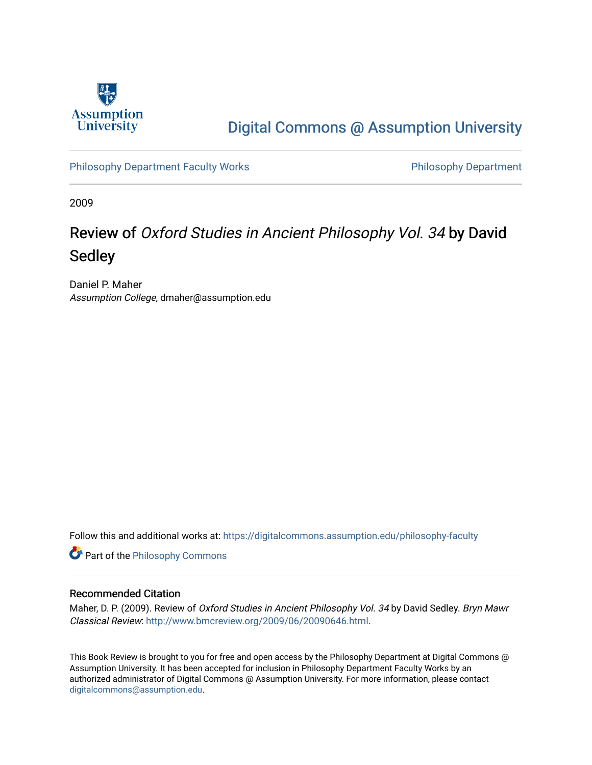Assumption University

# Digital Commons @ Assumption University

Philosophy Department Faculty Works

Philosophy Department

2009

# Review of *Oxford Studies in Ancient Philosophy Vol. 34* by David Sedley

Daniel P. Maher
*Assumption College*, dmaher@assumption.edu

Follow this and additional works at: https://digitalcommons.assumption.edu/philosophy-faculty

Part of the Philosophy Commons

## Recommended Citation

Maher, D. P. (2009). Review of *Oxford Studies in Ancient Philosophy Vol. 34* by David Sedley. *Bryn Mawr Classical Review*: http://www.bmcreview.org/2009/06/20090646.html.

This Book Review is brought to you for free and open access by the Philosophy Department at Digital Commons @ Assumption University. It has been accepted for inclusion in Philosophy Department Faculty Works by an authorized administrator of Digital Commons @ Assumption University. For more information, please contact digitalcommons@assumption.edu.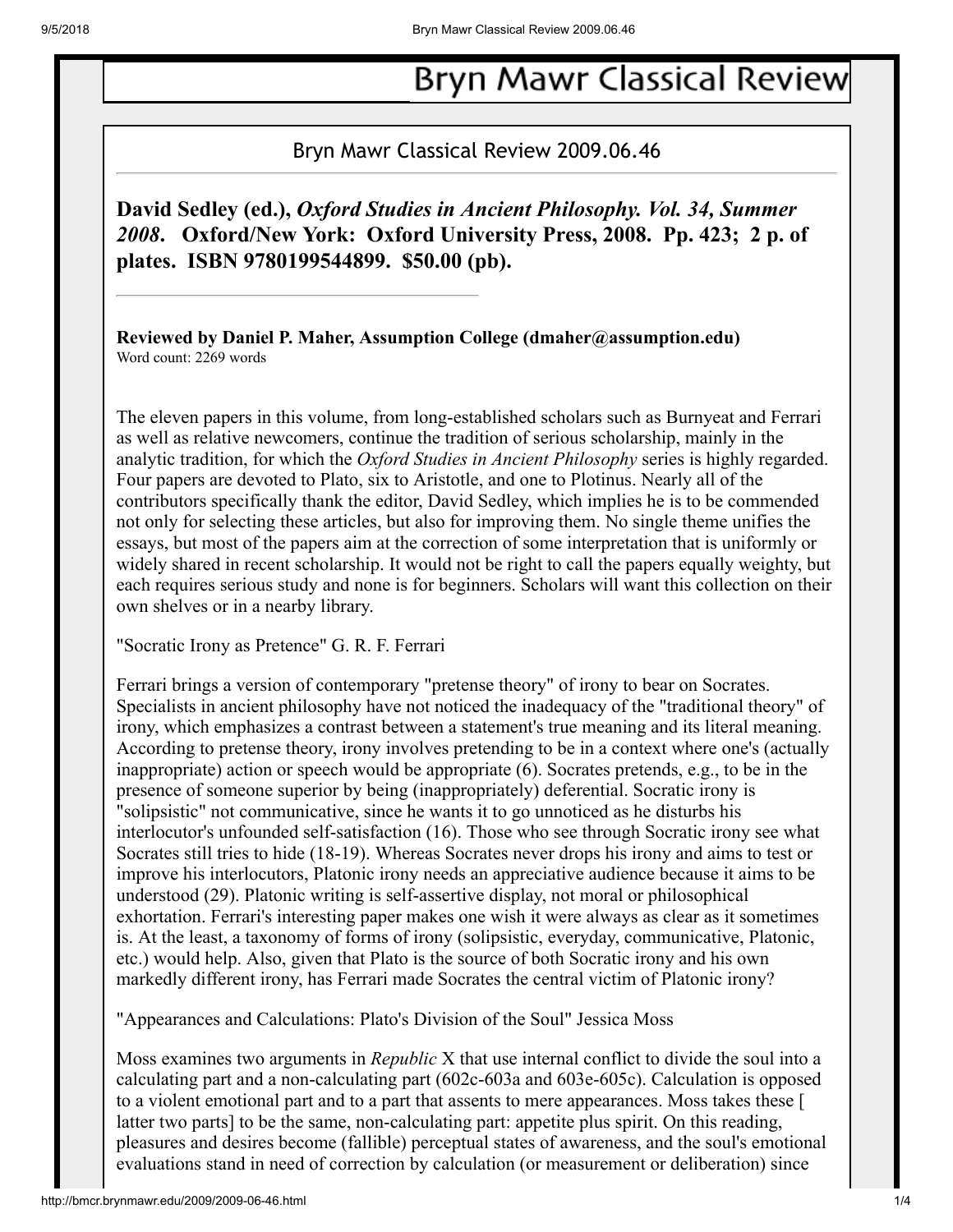# Bryn Mawr Classical Review

Bryn Mawr Classical Review 2009.06.46

**David Sedley (ed.), *Oxford Studies in Ancient Philosophy. Vol. 34, Summer 2008*. Oxford/New York: Oxford University Press, 2008. Pp. 423; 2 p. of plates. ISBN 9780199544899. $50.00 (pb).**

---

**Reviewed by Daniel P. Maher, Assumption College (dmaher@assumption.edu)**
Word count: 2269 words

---

The eleven papers in this volume, from long-established scholars such as Burnyeat and Ferrari as well as relative newcomers, continue the tradition of serious scholarship, mainly in the analytic tradition, for which the *Oxford Studies in Ancient Philosophy* series is highly regarded. Four papers are devoted to Plato, six to Aristotle, and one to Plotinus. Nearly all of the contributors specifically thank the editor, David Sedley, which implies he is to be commended not only for selecting these articles, but also for improving them. No single theme unifies the essays, but most of the papers aim at the correction of some interpretation that is uniformly or widely shared in recent scholarship. It would not be right to call the papers equally weighty, but each requires serious study and none is for beginners. Scholars will want this collection on their own shelves or in a nearby library.

"Socratic Irony as Pretence" G. R. F. Ferrari

Ferrari brings a version of contemporary "pretense theory" of irony to bear on Socrates. Specialists in ancient philosophy have not noticed the inadequacy of the "traditional theory" of irony, which emphasizes a contrast between a statement's true meaning and its literal meaning. According to pretense theory, irony involves pretending to be in a context where one's (actually inappropriate) action or speech would be appropriate (6). Socrates pretends, e.g., to be in the presence of someone superior by being (inappropriately) deferential. Socratic irony is "solipsistic" not communicative, since he wants it to go unnoticed as he disturbs his interlocutor's unfounded self-satisfaction (16). Those who see through Socratic irony see what Socrates still tries to hide (18-19). Whereas Socrates never drops his irony and aims to test or improve his interlocutors, Platonic irony needs an appreciative audience because it aims to be understood (29). Platonic writing is self-assertive display, not moral or philosophical exhortation. Ferrari's interesting paper makes one wish it were always as clear as it sometimes is. At the least, a taxonomy of forms of irony (solipsistic, everyday, communicative, Platonic, etc.) would help. Also, given that Plato is the source of both Socratic irony and his own markedly different irony, has Ferrari made Socrates the central victim of Platonic irony?

"Appearances and Calculations: Plato's Division of the Soul" Jessica Moss

Moss examines two arguments in *Republic* X that use internal conflict to divide the soul into a calculating part and a non-calculating part (602c-603a and 603e-605c). Calculation is opposed to a violent emotional part and to a part that assents to mere appearances. Moss takes these [ latter two parts] to be the same, non-calculating part: appetite plus spirit. On this reading, pleasures and desires become (fallible) perceptual states of awareness, and the soul's emotional evaluations stand in need of correction by calculation (or measurement or deliberation) since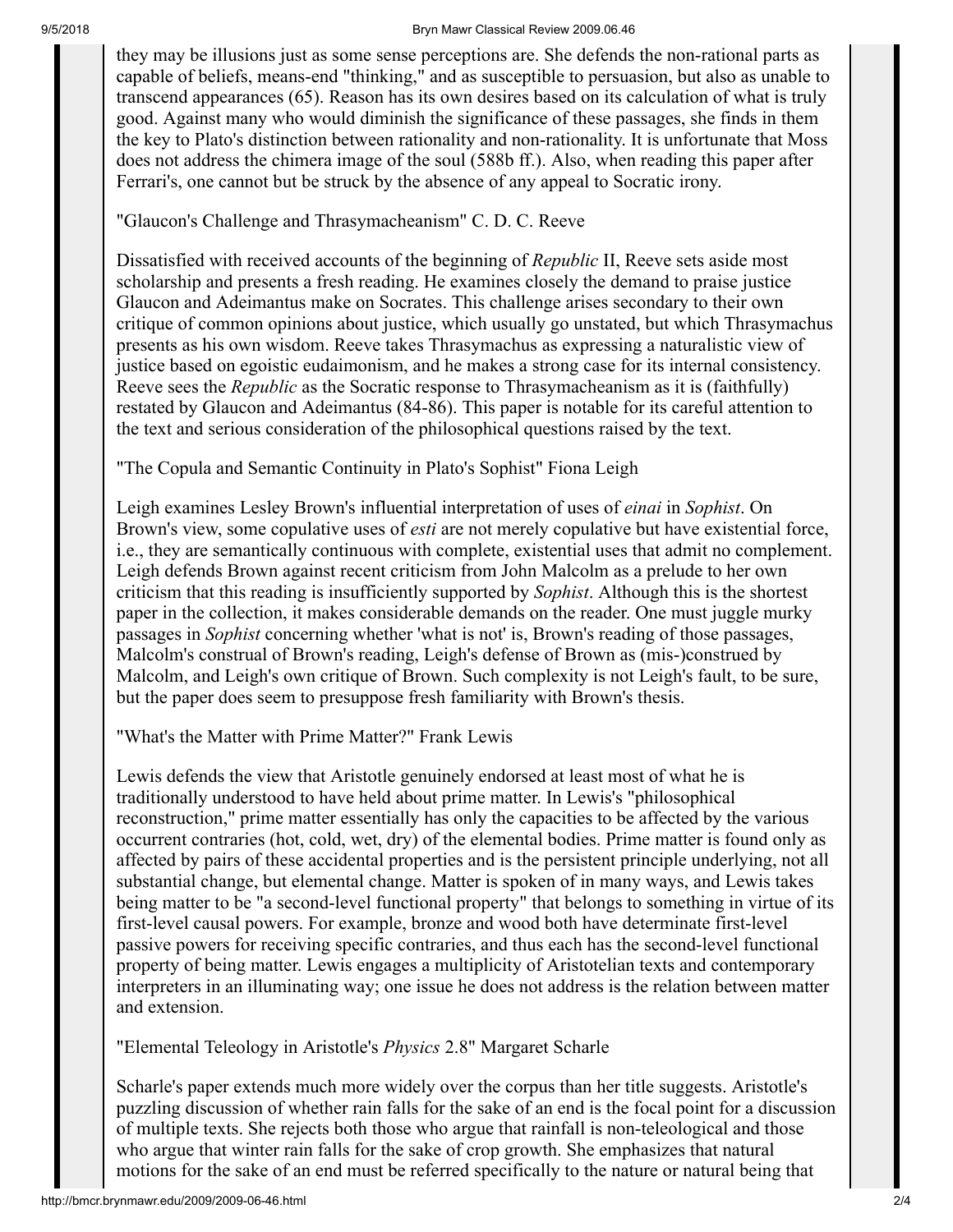they may be illusions just as some sense perceptions are. She defends the non-rational parts as capable of beliefs, means-end "thinking," and as susceptible to persuasion, but also as unable to transcend appearances (65). Reason has its own desires based on its calculation of what is truly good. Against many who would diminish the significance of these passages, she finds in them the key to Plato's distinction between rationality and non-rationality. It is unfortunate that Moss does not address the chimera image of the soul (588b ff.). Also, when reading this paper after Ferrari's, one cannot but be struck by the absence of any appeal to Socratic irony.

"Glaucon's Challenge and Thrasymacheanism" C. D. C. Reeve

Dissatisfied with received accounts of the beginning of *Republic* II, Reeve sets aside most scholarship and presents a fresh reading. He examines closely the demand to praise justice Glaucon and Adeimantus make on Socrates. This challenge arises secondary to their own critique of common opinions about justice, which usually go unstated, but which Thrasymachus presents as his own wisdom. Reeve takes Thrasymachus as expressing a naturalistic view of justice based on egoistic eudaimonism, and he makes a strong case for its internal consistency. Reeve sees the *Republic* as the Socratic response to Thrasymacheanism as it is (faithfully) restated by Glaucon and Adeimantus (84-86). This paper is notable for its careful attention to the text and serious consideration of the philosophical questions raised by the text.

"The Copula and Semantic Continuity in Plato's Sophist" Fiona Leigh

Leigh examines Lesley Brown's influential interpretation of uses of *einai* in *Sophist*. On Brown's view, some copulative uses of *esti* are not merely copulative but have existential force, i.e., they are semantically continuous with complete, existential uses that admit no complement. Leigh defends Brown against recent criticism from John Malcolm as a prelude to her own criticism that this reading is insufficiently supported by *Sophist*. Although this is the shortest paper in the collection, it makes considerable demands on the reader. One must juggle murky passages in *Sophist* concerning whether 'what is not' is, Brown's reading of those passages, Malcolm's construal of Brown's reading, Leigh's defense of Brown as (mis-)construed by Malcolm, and Leigh's own critique of Brown. Such complexity is not Leigh's fault, to be sure, but the paper does seem to presuppose fresh familiarity with Brown's thesis.

"What's the Matter with Prime Matter?" Frank Lewis

Lewis defends the view that Aristotle genuinely endorsed at least most of what he is traditionally understood to have held about prime matter. In Lewis's "philosophical reconstruction," prime matter essentially has only the capacities to be affected by the various occurrent contraries (hot, cold, wet, dry) of the elemental bodies. Prime matter is found only as affected by pairs of these accidental properties and is the persistent principle underlying, not all substantial change, but elemental change. Matter is spoken of in many ways, and Lewis takes being matter to be "a second-level functional property" that belongs to something in virtue of its first-level causal powers. For example, bronze and wood both have determinate first-level passive powers for receiving specific contraries, and thus each has the second-level functional property of being matter. Lewis engages a multiplicity of Aristotelian texts and contemporary interpreters in an illuminating way; one issue he does not address is the relation between matter and extension.

"Elemental Teleology in Aristotle's *Physics* 2.8" Margaret Scharle

Scharle's paper extends much more widely over the corpus than her title suggests. Aristotle's puzzling discussion of whether rain falls for the sake of an end is the focal point for a discussion of multiple texts. She rejects both those who argue that rainfall is non-teleological and those who argue that winter rain falls for the sake of crop growth. She emphasizes that natural motions for the sake of an end must be referred specifically to the nature or natural being that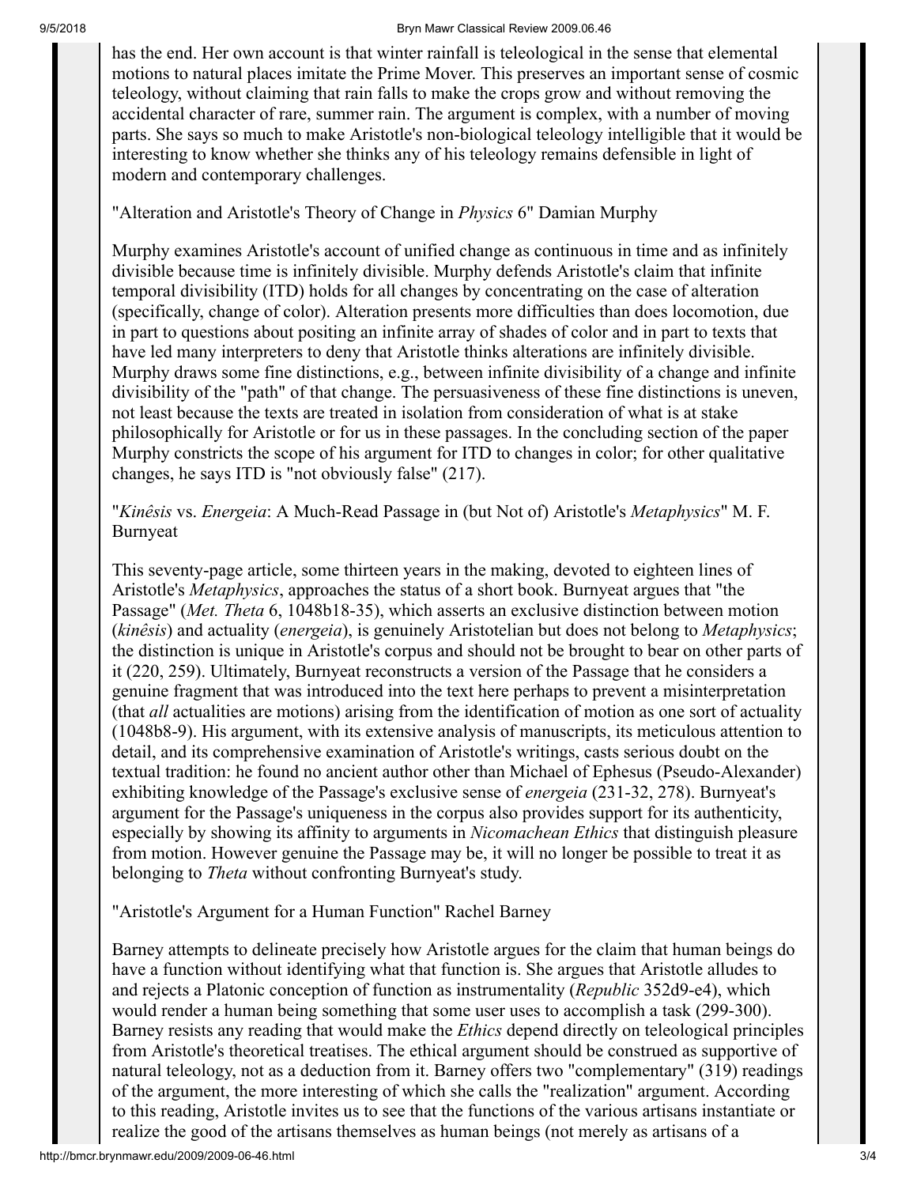has the end. Her own account is that winter rainfall is teleological in the sense that elemental motions to natural places imitate the Prime Mover. This preserves an important sense of cosmic teleology, without claiming that rain falls to make the crops grow and without removing the accidental character of rare, summer rain. The argument is complex, with a number of moving parts. She says so much to make Aristotle's non-biological teleology intelligible that it would be interesting to know whether she thinks any of his teleology remains defensible in light of modern and contemporary challenges.

"Alteration and Aristotle's Theory of Change in *Physics* 6" Damian Murphy

Murphy examines Aristotle's account of unified change as continuous in time and as infinitely divisible because time is infinitely divisible. Murphy defends Aristotle's claim that infinite temporal divisibility (ITD) holds for all changes by concentrating on the case of alteration (specifically, change of color). Alteration presents more difficulties than does locomotion, due in part to questions about positing an infinite array of shades of color and in part to texts that have led many interpreters to deny that Aristotle thinks alterations are infinitely divisible. Murphy draws some fine distinctions, e.g., between infinite divisibility of a change and infinite divisibility of the "path" of that change. The persuasiveness of these fine distinctions is uneven, not least because the texts are treated in isolation from consideration of what is at stake philosophically for Aristotle or for us in these passages. In the concluding section of the paper Murphy constricts the scope of his argument for ITD to changes in color; for other qualitative changes, he says ITD is "not obviously false" (217).

"*Kinêsis* vs. *Energeia*: A Much-Read Passage in (but Not of) Aristotle's *Metaphysics*" M. F. Burnyeat

This seventy-page article, some thirteen years in the making, devoted to eighteen lines of Aristotle's *Metaphysics*, approaches the status of a short book. Burnyeat argues that "the Passage" (*Met. Theta* 6, 1048b18-35), which asserts an exclusive distinction between motion (*kinêsis*) and actuality (*energeia*), is genuinely Aristotelian but does not belong to *Metaphysics*; the distinction is unique in Aristotle's corpus and should not be brought to bear on other parts of it (220, 259). Ultimately, Burnyeat reconstructs a version of the Passage that he considers a genuine fragment that was introduced into the text here perhaps to prevent a misinterpretation (that *all* actualities are motions) arising from the identification of motion as one sort of actuality (1048b8-9). His argument, with its extensive analysis of manuscripts, its meticulous attention to detail, and its comprehensive examination of Aristotle's writings, casts serious doubt on the textual tradition: he found no ancient author other than Michael of Ephesus (Pseudo-Alexander) exhibiting knowledge of the Passage's exclusive sense of *energeia* (231-32, 278). Burnyeat's argument for the Passage's uniqueness in the corpus also provides support for its authenticity, especially by showing its affinity to arguments in *Nicomachean Ethics* that distinguish pleasure from motion. However genuine the Passage may be, it will no longer be possible to treat it as belonging to *Theta* without confronting Burnyeat's study.

"Aristotle's Argument for a Human Function" Rachel Barney

Barney attempts to delineate precisely how Aristotle argues for the claim that human beings do have a function without identifying what that function is. She argues that Aristotle alludes to and rejects a Platonic conception of function as instrumentality (*Republic* 352d9-e4), which would render a human being something that some user uses to accomplish a task (299-300). Barney resists any reading that would make the *Ethics* depend directly on teleological principles from Aristotle's theoretical treatises. The ethical argument should be construed as supportive of natural teleology, not as a deduction from it. Barney offers two "complementary" (319) readings of the argument, the more interesting of which she calls the "realization" argument. According to this reading, Aristotle invites us to see that the functions of the various artisans instantiate or realize the good of the artisans themselves as human beings (not merely as artisans of a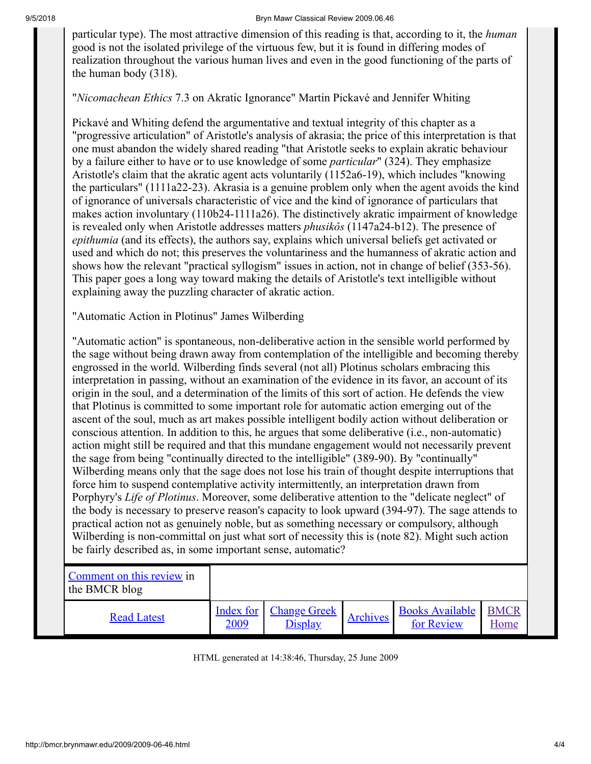particular type). The most attractive dimension of this reading is that, according to it, the *human* good is not the isolated privilege of the virtuous few, but it is found in differing modes of realization throughout the various human lives and even in the good functioning of the parts of the human body (318).

"*Nicomachean Ethics* 7.3 on Akratic Ignorance" Martin Pickavé and Jennifer Whiting

Pickavé and Whiting defend the argumentative and textual integrity of this chapter as a "progressive articulation" of Aristotle's analysis of akrasia; the price of this interpretation is that one must abandon the widely shared reading "that Aristotle seeks to explain akratic behaviour by a failure either to have or to use knowledge of some *particular*" (324). They emphasize Aristotle's claim that the akratic agent acts voluntarily (1152a6-19), which includes "knowing the particulars" (1111a22-23). Akrasia is a genuine problem only when the agent avoids the kind of ignorance of universals characteristic of vice and the kind of ignorance of particulars that makes action involuntary (110b24-1111a26). The distinctively akratic impairment of knowledge is revealed only when Aristotle addresses matters *phusikôs* (1147a24-b12). The presence of *epithumia* (and its effects), the authors say, explains which universal beliefs get activated or used and which do not; this preserves the voluntariness and the humanness of akratic action and shows how the relevant "practical syllogism" issues in action, not in change of belief (353-56). This paper goes a long way toward making the details of Aristotle's text intelligible without explaining away the puzzling character of akratic action.

"Automatic Action in Plotinus" James Wilberding

"Automatic action" is spontaneous, non-deliberative action in the sensible world performed by the sage without being drawn away from contemplation of the intelligible and becoming thereby engrossed in the world. Wilberding finds several (not all) Plotinus scholars embracing this interpretation in passing, without an examination of the evidence in its favor, an account of its origin in the soul, and a determination of the limits of this sort of action. He defends the view that Plotinus is committed to some important role for automatic action emerging out of the ascent of the soul, much as art makes possible intelligent bodily action without deliberation or conscious attention. In addition to this, he argues that some deliberative (i.e., non-automatic) action might still be required and that this mundane engagement would not necessarily prevent the sage from being "continually directed to the intelligible" (389-90). By "continually" Wilberding means only that the sage does not lose his train of thought despite interruptions that force him to suspend contemplative activity intermittently, an interpretation drawn from Porphyry's *Life of Plotinus*. Moreover, some deliberative attention to the "delicate neglect" of the body is necessary to preserve reason's capacity to look upward (394-97). The sage attends to practical action not as genuinely noble, but as something necessary or compulsory, although Wilberding is non-committal on just what sort of necessity this is (note 82). Might such action be fairly described as, in some important sense, automatic?

| | | | | | |
|---|---|---|---|---|---|
| Comment on this review in the BMCR blog | | | | | |
| Read Latest | Index for 2009 | Change Greek Display | Archives | Books Available for Review | BMCR Home |

HTML generated at 14:38:46, Thursday, 25 June 2009